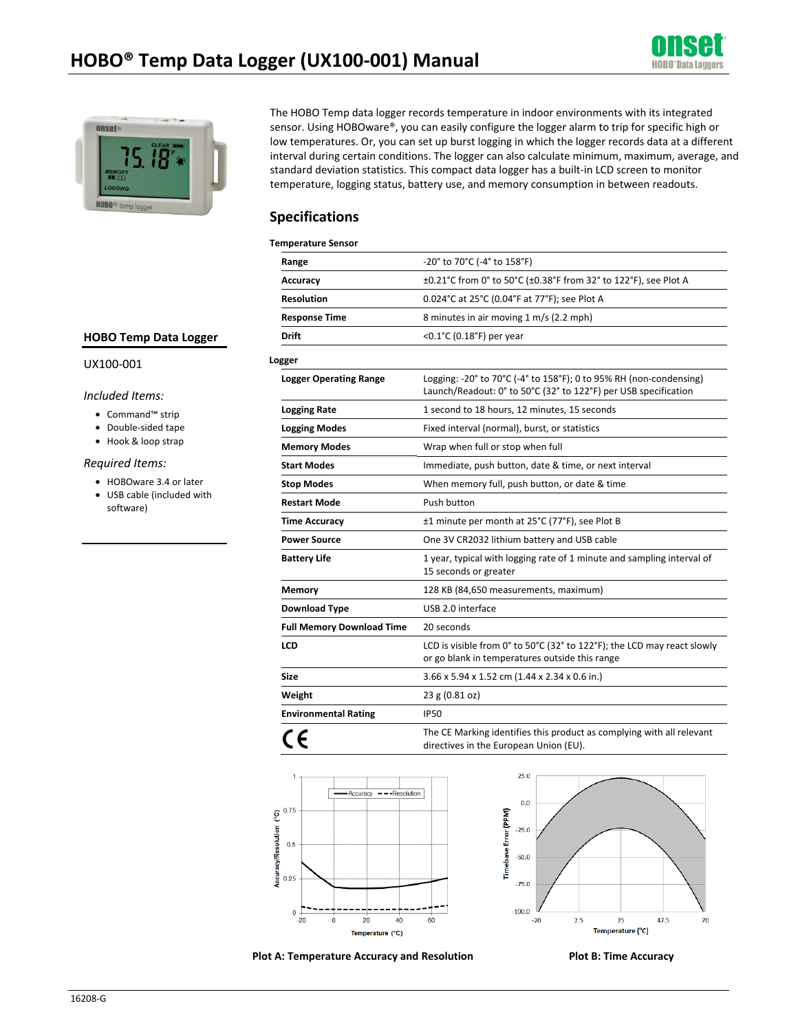# HOBO® Temp Data Logger (UX100-001) Manual

The HOBO Temp data logger records temperature in indoor environments with its integrated sensor. Using HOBOware®, you can easily configure the logger alarm to trip for specific high or low temperatures. Or, you can set up burst logging in which the logger records data at a different interval during certain conditions. The logger can also calculate minimum, maximum, average, and standard deviation statistics. This compact data logger has a built-in LCD screen to monitor temperature, logging status, battery use, and memory consumption in between readouts.

### HOBO Temp Data Logger

UX100-001

*Included Items:*

- Command™ strip
- Double-sided tape
- Hook & loop strap

*Required Items:*

- HOBOware 3.4 or later
- USB cable (included with software)

## Specifications

**Temperature Sensor**

| | |
|---|---|
| **Range** | -20° to 70°C (-4° to 158°F) |
| **Accuracy** | ±0.21°C from 0° to 50°C (±0.38°F from 32° to 122°F), see Plot A |
| **Resolution** | 0.024°C at 25°C (0.04°F at 77°F); see Plot A |
| **Response Time** | 8 minutes in air moving 1 m/s (2.2 mph) |
| **Drift** | <0.1°C (0.18°F) per year |

**Logger**

| | |
|---|---|
| **Logger Operating Range** | Logging: -20° to 70°C (-4° to 158°F); 0 to 95% RH (non-condensing) Launch/Readout: 0° to 50°C (32° to 122°F) per USB specification |
| **Logging Rate** | 1 second to 18 hours, 12 minutes, 15 seconds |
| **Logging Modes** | Fixed interval (normal), burst, or statistics |
| **Memory Modes** | Wrap when full or stop when full |
| **Start Modes** | Immediate, push button, date & time, or next interval |
| **Stop Modes** | When memory full, push button, or date & time |
| **Restart Mode** | Push button |
| **Time Accuracy** | ±1 minute per month at 25°C (77°F), see Plot B |
| **Power Source** | One 3V CR2032 lithium battery and USB cable |
| **Battery Life** | 1 year, typical with logging rate of 1 minute and sampling interval of 15 seconds or greater |
| **Memory** | 128 KB (84,650 measurements, maximum) |
| **Download Type** | USB 2.0 interface |
| **Full Memory Download Time** | 20 seconds |
| **LCD** | LCD is visible from 0° to 50°C (32° to 122°F); the LCD may react slowly or go blank in temperatures outside this range |
| **Size** | 3.66 x 5.94 x 1.52 cm (1.44 x 2.34 x 0.6 in.) |
| **Weight** | 23 g (0.81 oz) |
| **Environmental Rating** | IP50 |
| CE | The CE Marking identifies this product as complying with all relevant directives in the European Union (EU). |

**Plot A: Temperature Accuracy and Resolution**

**Plot B: Time Accuracy**

16208-G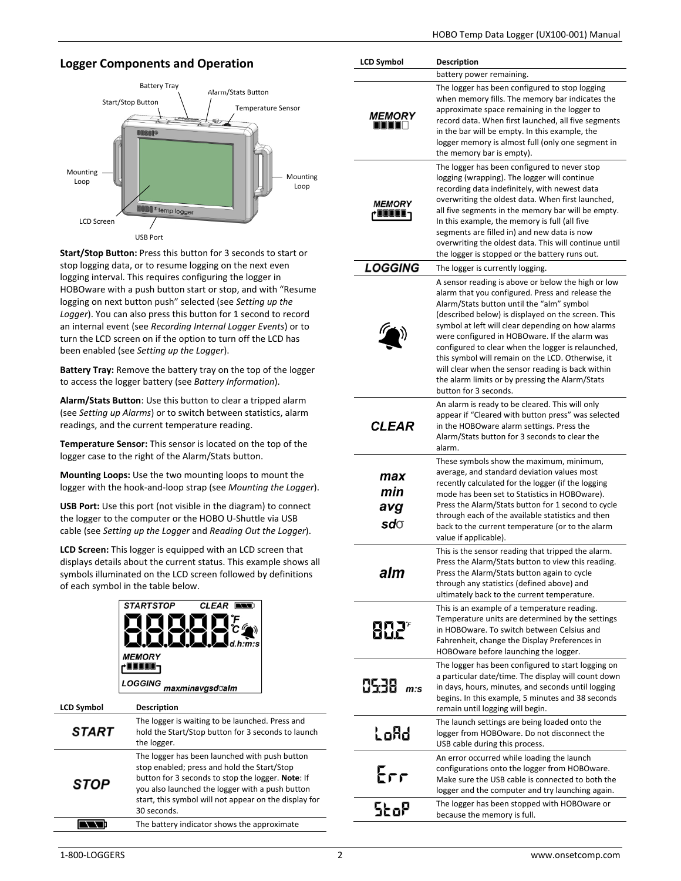## Logger Components and Operation

**Start/Stop Button:** Press this button for 3 seconds to start or stop logging data, or to resume logging on the next even logging interval. This requires configuring the logger in HOBOware with a push button start or stop, and with "Resume logging on next button push" selected (see *Setting up the Logger*). You can also press this button for 1 second to record an internal event (see *Recording Internal Logger Events*) or to turn the LCD screen on if the option to turn off the LCD has been enabled (see *Setting up the Logger*).

**Battery Tray:** Remove the battery tray on the top of the logger to access the logger battery (see *Battery Information*).

**Alarm/Stats Button**: Use this button to clear a tripped alarm (see *Setting up Alarms*) or to switch between statistics, alarm readings, and the current temperature reading.

**Temperature Sensor:** This sensor is located on the top of the logger case to the right of the Alarm/Stats button.

**Mounting Loops:** Use the two mounting loops to mount the logger with the hook-and-loop strap (see *Mounting the Logger*).

**USB Port:** Use this port (not visible in the diagram) to connect the logger to the computer or the HOBO U-Shuttle via USB cable (see *Setting up the Logger* and *Reading Out the Logger*).

**LCD Screen:** This logger is equipped with an LCD screen that displays details about the current status. This example shows all symbols illuminated on the LCD screen followed by definitions of each symbol in the table below.

| LCD Symbol | Description |
|---|---|
| START | The logger is waiting to be launched. Press and hold the Start/Stop button for 3 seconds to launch the logger. |
| STOP | The logger has been launched with push button stop enabled; press and hold the Start/Stop button for 3 seconds to stop the logger. **Note**: If you also launched the logger with a push button start, this symbol will not appear on the display for 30 seconds. |
| (battery indicator) | The battery indicator shows the approximate battery power remaining. |
| MEMORY (bar) | The logger has been configured to stop logging when memory fills. The memory bar indicates the approximate space remaining in the logger to record data. When first launched, all five segments in the bar will be empty. In this example, the logger memory is almost full (only one segment in the memory bar is empty). |
| MEMORY (wrapping bar) | The logger has been configured to never stop logging (wrapping). The logger will continue recording data indefinitely, with newest data overwriting the oldest data. When first launched, all five segments in the memory bar will be empty. In this example, the memory is full (all five segments are filled in) and new data is now overwriting the oldest data. This will continue until the logger is stopped or the battery runs out. |
| LOGGING | The logger is currently logging. |
| (alarm bell) | A sensor reading is above or below the high or low alarm that you configured. Press and release the Alarm/Stats button until the "alm" symbol (described below) is displayed on the screen. This symbol at left will clear depending on how alarms were configured in HOBOware. If the alarm was configured to clear when the logger is relaunched, this symbol will remain on the LCD. Otherwise, it will clear when the sensor reading is back within the alarm limits or by pressing the Alarm/Stats button for 3 seconds. |
| CLEAR | An alarm is ready to be cleared. This will only appear if "Cleared with button press" was selected in the HOBOware alarm settings. Press the Alarm/Stats button for 3 seconds to clear the alarm. |
| max min avg sdσ | These symbols show the maximum, minimum, average, and standard deviation values most recently calculated for the logger (if the logging mode has been set to Statistics in HOBOware). Press the Alarm/Stats button for 1 second to cycle through each of the available statistics and then back to the current temperature (or to the alarm value if applicable). |
| alm | This is the sensor reading that tripped the alarm. Press the Alarm/Stats button to view this reading. Press the Alarm/Stats button again to cycle through any statistics (defined above) and ultimately back to the current temperature. |
| 80.2°F | This is an example of a temperature reading. Temperature units are determined by the settings in HOBOware. To switch between Celsius and Fahrenheit, change the Display Preferences in HOBOware before launching the logger. |
| 05:38 m:s | The logger has been configured to start logging on a particular date/time. The display will count down in days, hours, minutes, and seconds until logging begins. In this example, 5 minutes and 38 seconds remain until logging will begin. |
| LoAd | The launch settings are being loaded onto the logger from HOBOware. Do not disconnect the USB cable during this process. |
| Err | An error occurred while loading the launch configurations onto the logger from HOBOware. Make sure the USB cable is connected to both the logger and the computer and try launching again. |
| StoP | The logger has been stopped with HOBOware or because the memory is full. |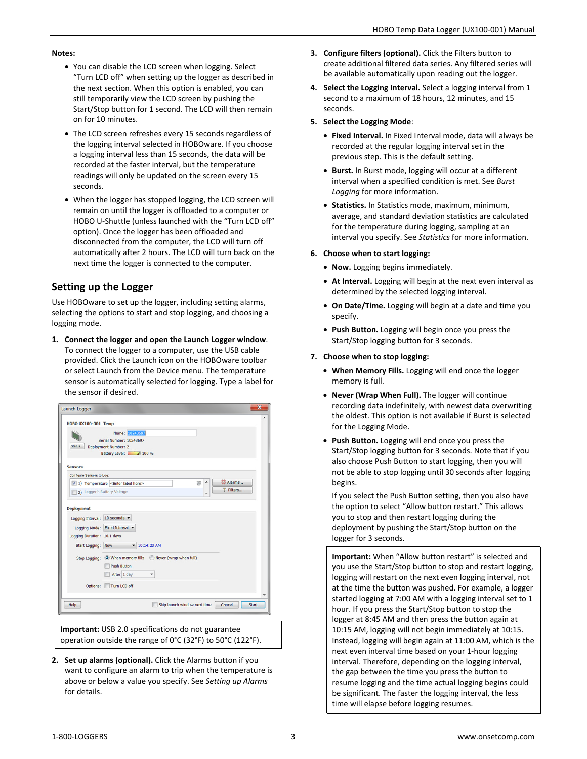**Notes:**

- You can disable the LCD screen when logging. Select "Turn LCD off" when setting up the logger as described in the next section. When this option is enabled, you can still temporarily view the LCD screen by pushing the Start/Stop button for 1 second. The LCD will then remain on for 10 minutes.
- The LCD screen refreshes every 15 seconds regardless of the logging interval selected in HOBOware. If you choose a logging interval less than 15 seconds, the data will be recorded at the faster interval, but the temperature readings will only be updated on the screen every 15 seconds.
- When the logger has stopped logging, the LCD screen will remain on until the logger is offloaded to a computer or HOBO U-Shuttle (unless launched with the "Turn LCD off" option). Once the logger has been offloaded and disconnected from the computer, the LCD will turn off automatically after 2 hours. The LCD will turn back on the next time the logger is connected to the computer.

## Setting up the Logger

Use HOBOware to set up the logger, including setting alarms, selecting the options to start and stop logging, and choosing a logging mode.

1. **Connect the logger and open the Launch Logger window**. To connect the logger to a computer, use the USB cable provided. Click the Launch icon on the HOBOware toolbar or select Launch from the Device menu. The temperature sensor is automatically selected for logging. Type a label for the sensor if desired.

> **Important:** USB 2.0 specifications do not guarantee operation outside the range of 0°C (32°F) to 50°C (122°F).

2. **Set up alarms (optional).** Click the Alarms button if you want to configure an alarm to trip when the temperature is above or below a value you specify. See *Setting up Alarms* for details.

3. **Configure filters (optional).** Click the Filters button to create additional filtered data series. Any filtered series will be available automatically upon reading out the logger.

4. **Select the Logging Interval.** Select a logging interval from 1 second to a maximum of 18 hours, 12 minutes, and 15 seconds.

5. **Select the Logging Mode**:
   - **Fixed Interval.** In Fixed Interval mode, data will always be recorded at the regular logging interval set in the previous step. This is the default setting.
   - **Burst.** In Burst mode, logging will occur at a different interval when a specified condition is met. See *Burst Logging* for more information.
   - **Statistics.** In Statistics mode, maximum, minimum, average, and standard deviation statistics are calculated for the temperature during logging, sampling at an interval you specify. See *Statistics* for more information.

6. **Choose when to start logging:**
   - **Now.** Logging begins immediately.
   - **At Interval.** Logging will begin at the next even interval as determined by the selected logging interval.
   - **On Date/Time.** Logging will begin at a date and time you specify.
   - **Push Button.** Logging will begin once you press the Start/Stop logging button for 3 seconds.

7. **Choose when to stop logging:**
   - **When Memory Fills.** Logging will end once the logger memory is full.
   - **Never (Wrap When Full).** The logger will continue recording data indefinitely, with newest data overwriting the oldest. This option is not available if Burst is selected for the Logging Mode.
   - **Push Button.** Logging will end once you press the Start/Stop logging button for 3 seconds. Note that if you also choose Push Button to start logging, then you will not be able to stop logging until 30 seconds after logging begins.

     If you select the Push Button setting, then you also have the option to select "Allow button restart." This allows you to stop and then restart logging during the deployment by pushing the Start/Stop button on the logger for 3 seconds.

> **Important:** When "Allow button restart" is selected and you use the Start/Stop button to stop and restart logging, logging will restart on the next even logging interval, not at the time the button was pushed. For example, a logger started logging at 7:00 AM with a logging interval set to 1 hour. If you press the Start/Stop button to stop the logger at 8:45 AM and then press the button again at 10:15 AM, logging will not begin immediately at 10:15. Instead, logging will begin again at 11:00 AM, which is the next even interval time based on your 1-hour logging interval. Therefore, depending on the logging interval, the gap between the time you press the button to resume logging and the time actual logging begins could be significant. The faster the logging interval, the less time will elapse before logging resumes.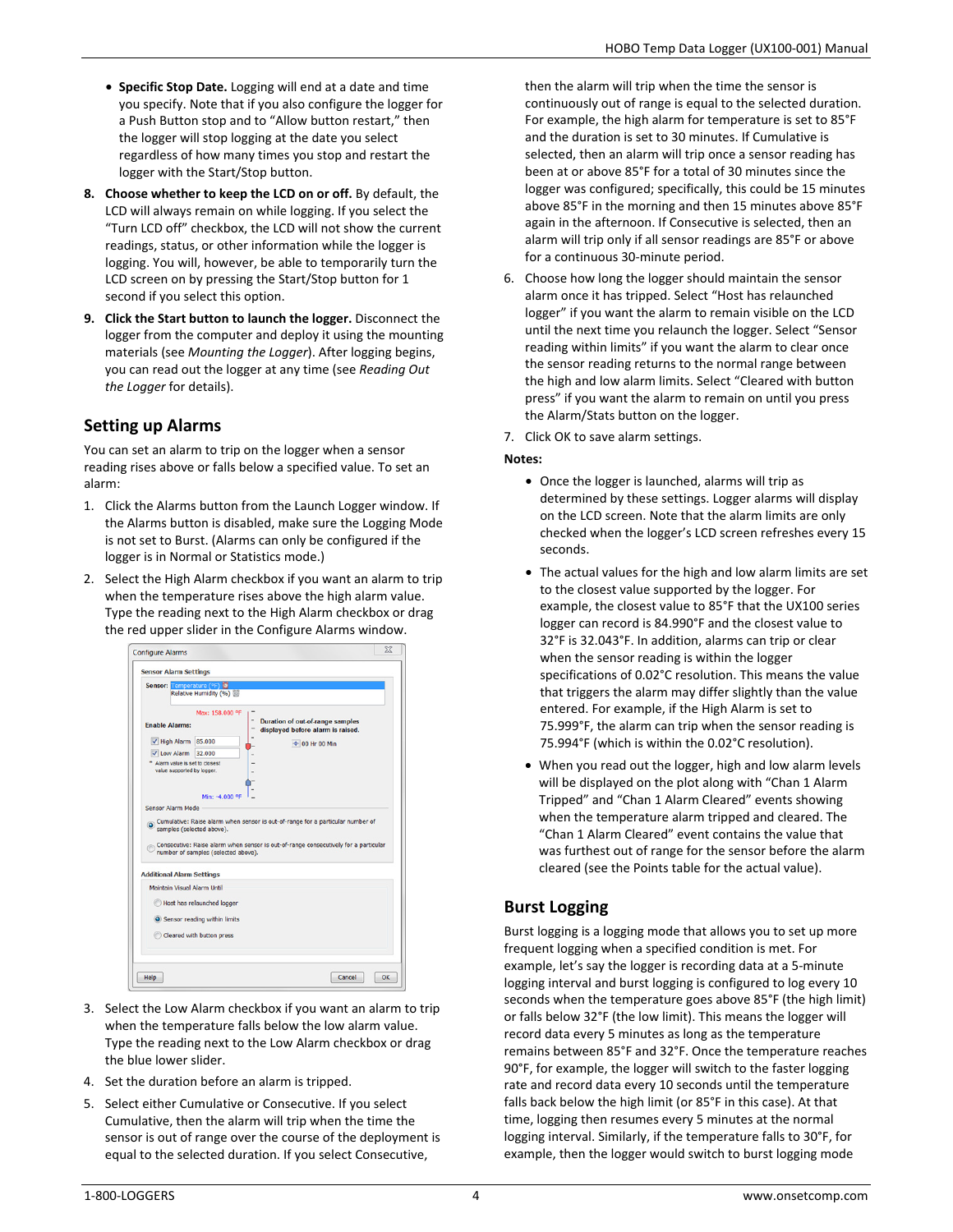- **Specific Stop Date.** Logging will end at a date and time you specify. Note that if you also configure the logger for a Push Button stop and to "Allow button restart," then the logger will stop logging at the date you select regardless of how many times you stop and restart the logger with the Start/Stop button.

8. **Choose whether to keep the LCD on or off.** By default, the LCD will always remain on while logging. If you select the "Turn LCD off" checkbox, the LCD will not show the current readings, status, or other information while the logger is logging. You will, however, be able to temporarily turn the LCD screen on by pressing the Start/Stop button for 1 second if you select this option.
9. **Click the Start button to launch the logger.** Disconnect the logger from the computer and deploy it using the mounting materials (see *Mounting the Logger*). After logging begins, you can read out the logger at any time (see *Reading Out the Logger* for details).

## Setting up Alarms

You can set an alarm to trip on the logger when a sensor reading rises above or falls below a specified value. To set an alarm:

1. Click the Alarms button from the Launch Logger window. If the Alarms button is disabled, make sure the Logging Mode is not set to Burst. (Alarms can only be configured if the logger is in Normal or Statistics mode.)
2. Select the High Alarm checkbox if you want an alarm to trip when the temperature rises above the high alarm value. Type the reading next to the High Alarm checkbox or drag the red upper slider in the Configure Alarms window.
3. Select the Low Alarm checkbox if you want an alarm to trip when the temperature falls below the low alarm value. Type the reading next to the Low Alarm checkbox or drag the blue lower slider.
4. Set the duration before an alarm is tripped.
5. Select either Cumulative or Consecutive. If you select Cumulative, then the alarm will trip when the time the sensor is out of range over the course of the deployment is equal to the selected duration. If you select Consecutive, then the alarm will trip when the time the sensor is continuously out of range is equal to the selected duration. For example, the high alarm for temperature is set to 85°F and the duration is set to 30 minutes. If Cumulative is selected, then an alarm will trip once a sensor reading has been at or above 85°F for a total of 30 minutes since the logger was configured; specifically, this could be 15 minutes above 85°F in the morning and then 15 minutes above 85°F again in the afternoon. If Consecutive is selected, then an alarm will trip only if all sensor readings are 85°F or above for a continuous 30-minute period.
6. Choose how long the logger should maintain the sensor alarm once it has tripped. Select "Host has relaunched logger" if you want the alarm to remain visible on the LCD until the next time you relaunch the logger. Select "Sensor reading within limits" if you want the alarm to clear once the sensor reading returns to the normal range between the high and low alarm limits. Select "Cleared with button press" if you want the alarm to remain on until you press the Alarm/Stats button on the logger.
7. Click OK to save alarm settings.

**Notes:**

- Once the logger is launched, alarms will trip as determined by these settings. Logger alarms will display on the LCD screen. Note that the alarm limits are only checked when the logger's LCD screen refreshes every 15 seconds.
- The actual values for the high and low alarm limits are set to the closest value supported by the logger. For example, the closest value to 85°F that the UX100 series logger can record is 84.990°F and the closest value to 32°F is 32.043°F. In addition, alarms can trip or clear when the sensor reading is within the logger specifications of 0.02°C resolution. This means the value that triggers the alarm may differ slightly than the value entered. For example, if the High Alarm is set to 75.999°F, the alarm can trip when the sensor reading is 75.994°F (which is within the 0.02°C resolution).
- When you read out the logger, high and low alarm levels will be displayed on the plot along with "Chan 1 Alarm Tripped" and "Chan 1 Alarm Cleared" events showing when the temperature alarm tripped and cleared. The "Chan 1 Alarm Cleared" event contains the value that was furthest out of range for the sensor before the alarm cleared (see the Points table for the actual value).

## Burst Logging

Burst logging is a logging mode that allows you to set up more frequent logging when a specified condition is met. For example, let's say the logger is recording data at a 5-minute logging interval and burst logging is configured to log every 10 seconds when the temperature goes above 85°F (the high limit) or falls below 32°F (the low limit). This means the logger will record data every 5 minutes as long as the temperature remains between 85°F and 32°F. Once the temperature reaches 90°F, for example, the logger will switch to the faster logging rate and record data every 10 seconds until the temperature falls back below the high limit (or 85°F in this case). At that time, logging then resumes every 5 minutes at the normal logging interval. Similarly, if the temperature falls to 30°F, for example, then the logger would switch to burst logging mode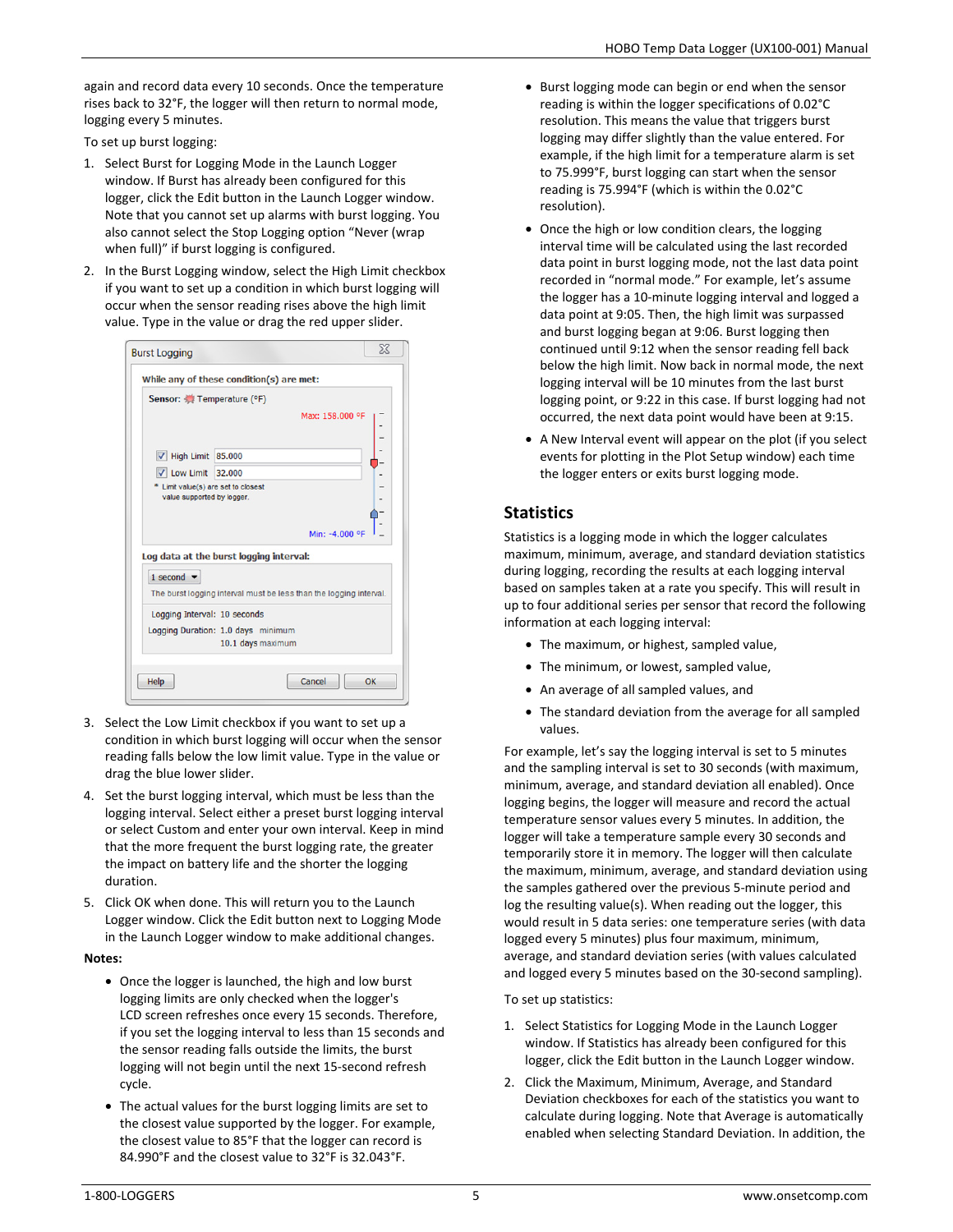again and record data every 10 seconds. Once the temperature rises back to 32°F, the logger will then return to normal mode, logging every 5 minutes.

To set up burst logging:

1. Select Burst for Logging Mode in the Launch Logger window. If Burst has already been configured for this logger, click the Edit button in the Launch Logger window. Note that you cannot set up alarms with burst logging. You also cannot select the Stop Logging option "Never (wrap when full)" if burst logging is configured.
2. In the Burst Logging window, select the High Limit checkbox if you want to set up a condition in which burst logging will occur when the sensor reading rises above the high limit value. Type in the value or drag the red upper slider.
3. Select the Low Limit checkbox if you want to set up a condition in which burst logging will occur when the sensor reading falls below the low limit value. Type in the value or drag the blue lower slider.
4. Set the burst logging interval, which must be less than the logging interval. Select either a preset burst logging interval or select Custom and enter your own interval. Keep in mind that the more frequent the burst logging rate, the greater the impact on battery life and the shorter the logging duration.
5. Click OK when done. This will return you to the Launch Logger window. Click the Edit button next to Logging Mode in the Launch Logger window to make additional changes.

**Notes:**

- Once the logger is launched, the high and low burst logging limits are only checked when the logger's LCD screen refreshes once every 15 seconds. Therefore, if you set the logging interval to less than 15 seconds and the sensor reading falls outside the limits, the burst logging will not begin until the next 15-second refresh cycle.
- The actual values for the burst logging limits are set to the closest value supported by the logger. For example, the closest value to 85°F that the logger can record is 84.990°F and the closest value to 32°F is 32.043°F.
- Burst logging mode can begin or end when the sensor reading is within the logger specifications of 0.02°C resolution. This means the value that triggers burst logging may differ slightly than the value entered. For example, if the high limit for a temperature alarm is set to 75.999°F, burst logging can start when the sensor reading is 75.994°F (which is within the 0.02°C resolution).
- Once the high or low condition clears, the logging interval time will be calculated using the last recorded data point in burst logging mode, not the last data point recorded in "normal mode." For example, let's assume the logger has a 10-minute logging interval and logged a data point at 9:05. Then, the high limit was surpassed and burst logging began at 9:06. Burst logging then continued until 9:12 when the sensor reading fell back below the high limit. Now back in normal mode, the next logging interval will be 10 minutes from the last burst logging point, or 9:22 in this case. If burst logging had not occurred, the next data point would have been at 9:15.
- A New Interval event will appear on the plot (if you select events for plotting in the Plot Setup window) each time the logger enters or exits burst logging mode.

## Statistics

Statistics is a logging mode in which the logger calculates maximum, minimum, average, and standard deviation statistics during logging, recording the results at each logging interval based on samples taken at a rate you specify. This will result in up to four additional series per sensor that record the following information at each logging interval:

- The maximum, or highest, sampled value,
- The minimum, or lowest, sampled value,
- An average of all sampled values, and
- The standard deviation from the average for all sampled values.

For example, let's say the logging interval is set to 5 minutes and the sampling interval is set to 30 seconds (with maximum, minimum, average, and standard deviation all enabled). Once logging begins, the logger will measure and record the actual temperature sensor values every 5 minutes. In addition, the logger will take a temperature sample every 30 seconds and temporarily store it in memory. The logger will then calculate the maximum, minimum, average, and standard deviation using the samples gathered over the previous 5-minute period and log the resulting value(s). When reading out the logger, this would result in 5 data series: one temperature series (with data logged every 5 minutes) plus four maximum, minimum, average, and standard deviation series (with values calculated and logged every 5 minutes based on the 30-second sampling).

To set up statistics:

1. Select Statistics for Logging Mode in the Launch Logger window. If Statistics has already been configured for this logger, click the Edit button in the Launch Logger window.
2. Click the Maximum, Minimum, Average, and Standard Deviation checkboxes for each of the statistics you want to calculate during logging. Note that Average is automatically enabled when selecting Standard Deviation. In addition, the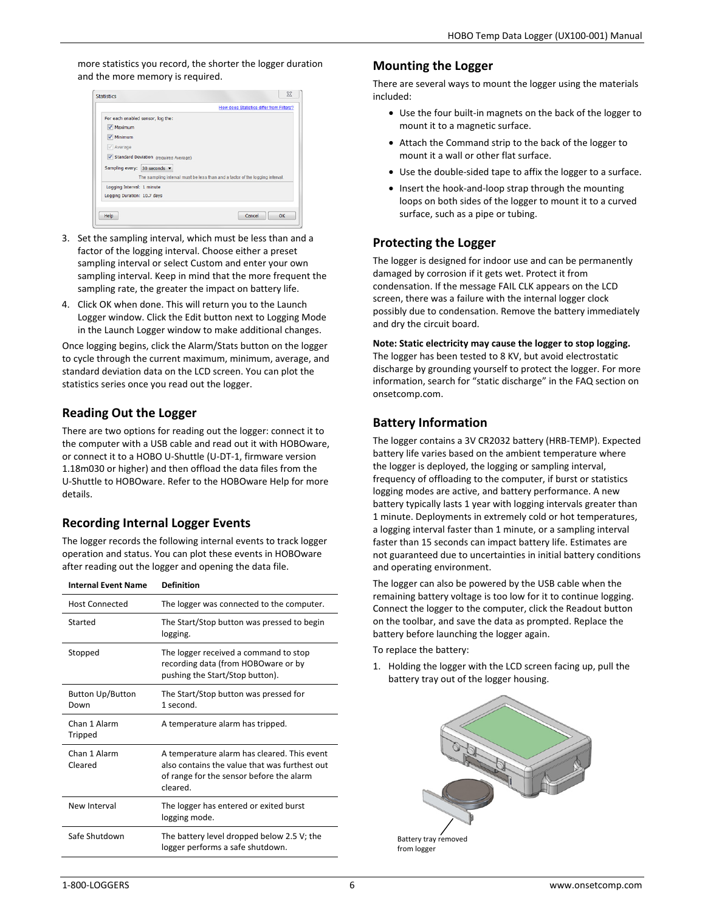more statistics you record, the shorter the logger duration and the more memory is required.

3. Set the sampling interval, which must be less than and a factor of the logging interval. Choose either a preset sampling interval or select Custom and enter your own sampling interval. Keep in mind that the more frequent the sampling rate, the greater the impact on battery life.
4. Click OK when done. This will return you to the Launch Logger window. Click the Edit button next to Logging Mode in the Launch Logger window to make additional changes.

Once logging begins, click the Alarm/Stats button on the logger to cycle through the current maximum, minimum, average, and standard deviation data on the LCD screen. You can plot the statistics series once you read out the logger.

## Reading Out the Logger

There are two options for reading out the logger: connect it to the computer with a USB cable and read out it with HOBOware, or connect it to a HOBO U-Shuttle (U-DT-1, firmware version 1.18m030 or higher) and then offload the data files from the U-Shuttle to HOBOware. Refer to the HOBOware Help for more details.

## Recording Internal Logger Events

The logger records the following internal events to track logger operation and status. You can plot these events in HOBOware after reading out the logger and opening the data file.

| Internal Event Name | Definition |
|---|---|
| Host Connected | The logger was connected to the computer. |
| Started | The Start/Stop button was pressed to begin logging. |
| Stopped | The logger received a command to stop recording data (from HOBOware or by pushing the Start/Stop button). |
| Button Up/Button Down | The Start/Stop button was pressed for 1 second. |
| Chan 1 Alarm Tripped | A temperature alarm has tripped. |
| Chan 1 Alarm Cleared | A temperature alarm has cleared. This event also contains the value that was furthest out of range for the sensor before the alarm cleared. |
| New Interval | The logger has entered or exited burst logging mode. |
| Safe Shutdown | The battery level dropped below 2.5 V; the logger performs a safe shutdown. |

## Mounting the Logger

There are several ways to mount the logger using the materials included:

- Use the four built-in magnets on the back of the logger to mount it to a magnetic surface.
- Attach the Command strip to the back of the logger to mount it a wall or other flat surface.
- Use the double-sided tape to affix the logger to a surface.
- Insert the hook-and-loop strap through the mounting loops on both sides of the logger to mount it to a curved surface, such as a pipe or tubing.

## Protecting the Logger

The logger is designed for indoor use and can be permanently damaged by corrosion if it gets wet. Protect it from condensation. If the message FAIL CLK appears on the LCD screen, there was a failure with the internal logger clock possibly due to condensation. Remove the battery immediately and dry the circuit board.

**Note: Static electricity may cause the logger to stop logging.** The logger has been tested to 8 KV, but avoid electrostatic discharge by grounding yourself to protect the logger. For more information, search for "static discharge" in the FAQ section on onsetcomp.com.

## Battery Information

The logger contains a 3V CR2032 battery (HRB-TEMP). Expected battery life varies based on the ambient temperature where the logger is deployed, the logging or sampling interval, frequency of offloading to the computer, if burst or statistics logging modes are active, and battery performance. A new battery typically lasts 1 year with logging intervals greater than 1 minute. Deployments in extremely cold or hot temperatures, a logging interval faster than 1 minute, or a sampling interval faster than 15 seconds can impact battery life. Estimates are not guaranteed due to uncertainties in initial battery conditions and operating environment.

The logger can also be powered by the USB cable when the remaining battery voltage is too low for it to continue logging. Connect the logger to the computer, click the Readout button on the toolbar, and save the data as prompted. Replace the battery before launching the logger again.

To replace the battery:

1. Holding the logger with the LCD screen facing up, pull the battery tray out of the logger housing.

Battery tray removed from logger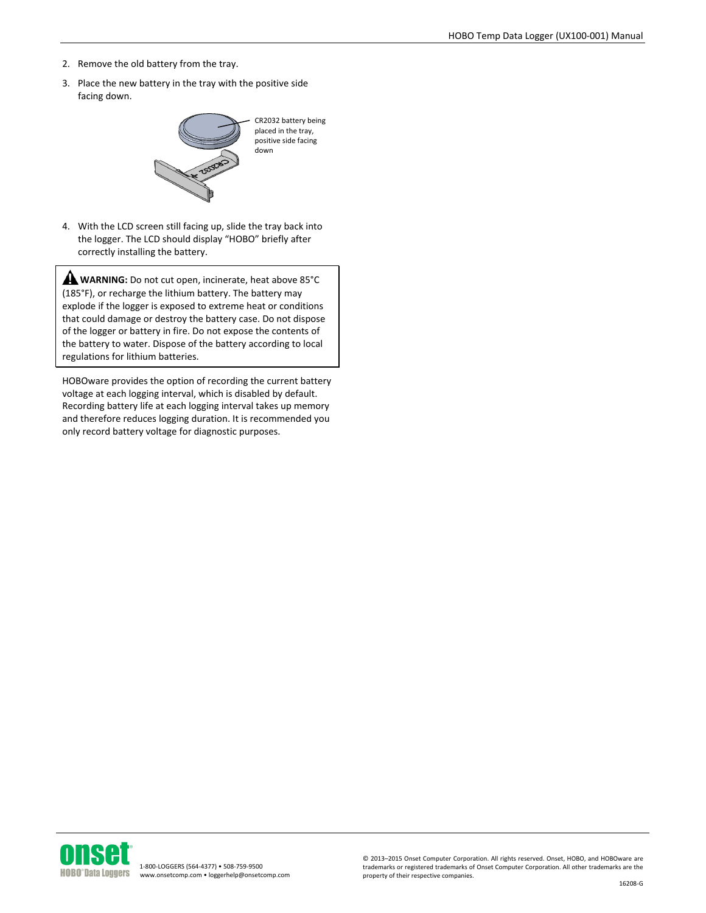2. Remove the old battery from the tray.
3. Place the new battery in the tray with the positive side facing down.

CR2032 battery being placed in the tray, positive side facing down

4. With the LCD screen still facing up, slide the tray back into the logger. The LCD should display "HOBO" briefly after correctly installing the battery.

> **WARNING:** Do not cut open, incinerate, heat above 85°C (185°F), or recharge the lithium battery. The battery may explode if the logger is exposed to extreme heat or conditions that could damage or destroy the battery case. Do not dispose of the logger or battery in fire. Do not expose the contents of the battery to water. Dispose of the battery according to local regulations for lithium batteries.

HOBOware provides the option of recording the current battery voltage at each logging interval, which is disabled by default. Recording battery life at each logging interval takes up memory and therefore reduces logging duration. It is recommended you only record battery voltage for diagnostic purposes.

1-800-LOGGERS (564-4377) • 508-759-9500
www.onsetcomp.com • loggerhelp@onsetcomp.com

© 2013–2015 Onset Computer Corporation. All rights reserved. Onset, HOBO, and HOBOware are trademarks or registered trademarks of Onset Computer Corporation. All other trademarks are the property of their respective companies.

16208-G